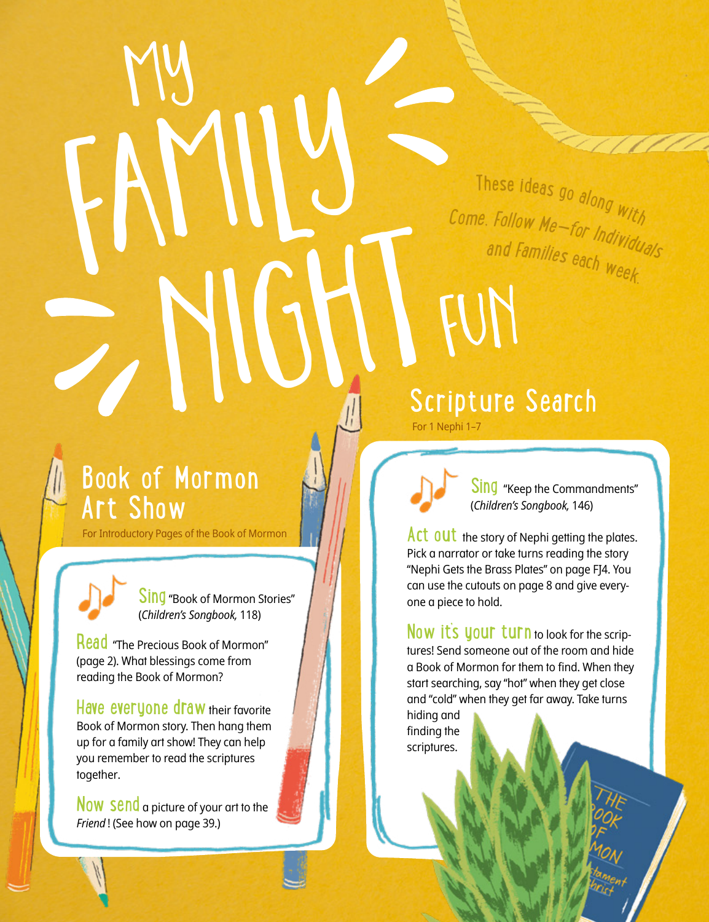# My Family Night Fun

These ideas go along with *Come, Follow Me—for Individuals and Families* each week.

## Book of Mormon Art Show

For Introductory Pages of the Book of Mormon

**Sing** "Book of Mormon Stories" (*Children's Songbook,* 118)

**Read** "The Precious Book of Mormon" (page 2). What blessings come from reading the Book of Mormon?

**Have everyone draw** their favorite Book of Mormon story. Then hang them up for a family art show! They can help you remember to read the scriptures together.

**Now send** a picture of your art to the *Friend*! (See how on page 39.)

## Scripture Search

For 1 Nephi 1–7

**Sing** "Keep the Commandments" (*Children's Songbook,* 146)

**Act out** the story of Nephi getting the plates. Pick a narrator or take turns reading the story "Nephi Gets the Brass Plates" on page FJ4. You can use the cutouts on page 8 and give everyone a piece to hold.

**Now it's your turn** to look for the scriptures! Send someone out of the room and hide a Book of Mormon for them to find. When they start searching, say "hot" when they get close and "cold" when they get far away. Take turns hiding and finding the scriptures.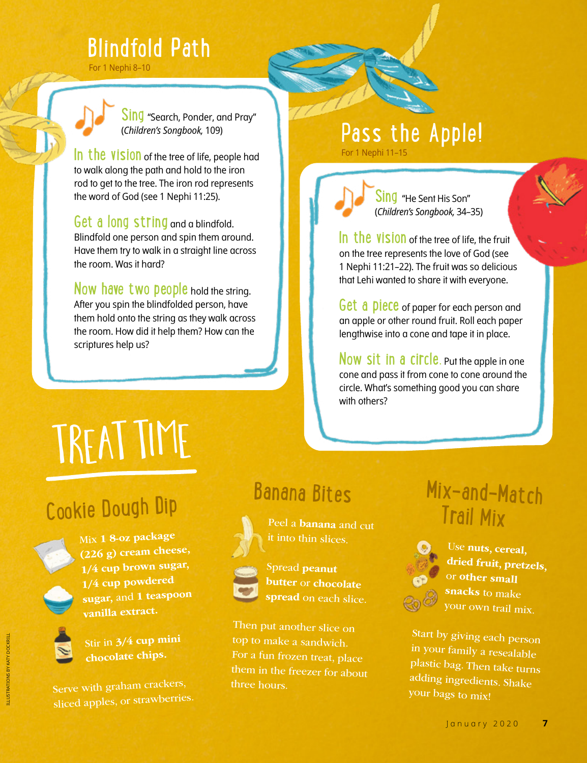## Blindfold Path

For 1 Nephi 8–10

**Sing** "Search, Ponder, and Pray" (*Children's Songbook,* 109)

**In the vision** of the tree of life, people had to walk along the path and hold to the iron rod to get to the tree. The iron rod represents the word of God (see 1 Nephi 11:25).

**Get a long string** and a blindfold. Blindfold one person and spin them around. Have them try to walk in a straight line across the room. Was it hard?

**Now have two people** hold the string. After you spin the blindfolded person, have them hold onto the string as they walk across the room. How did it help them? How can the scriptures help us?

## Pass the Apple!

For 1 Nephi 11–15

**Sing** "He Sent His Son" (*Children's Songbook,* 34–35)

**In the vision** of the tree of life, the fruit on the tree represents the love of God (see 1 Nephi 11:21–22). The fruit was so delicious that Lehi wanted to share it with everyone.

**Get a piece** of paper for each person and an apple or other round fruit. Roll each paper lengthwise into a cone and tape it in place.

**Now sit in a circle.** Put the apple in one cone and pass it from cone to cone around the circle. What's something good you can share with others?

# TREAT TIME

### Cookie Dough Dip

Mix **1 8-oz package (226 g) cream cheese, 1/4 cup brown sugar, 1/4 cup powdered sugar,** and **1 teaspoon vanilla extract.**

Stir in **3/4 cup mini chocolate chips.**

Serve with graham crackers, sliced apples, or strawberries.

### Banana Bites

Peel a **banana** and cut it into thin slices.

Spread **peanut butter** or **chocolate spread** on each slice.

Then put another slice on top to make a sandwich. For a fun frozen treat, place them in the freezer for about three hours.

### Mix-and-Match Trail Mix

Use **nuts, cereal, dried fruit, pretzels,** or **other small snacks** to make your own trail mix.

Start by giving each person in your family a resealable plastic bag. Then take turns adding ingredients. Shake your bags to mix!

ILLUSTRATIONS BY KATY DOCKRILL